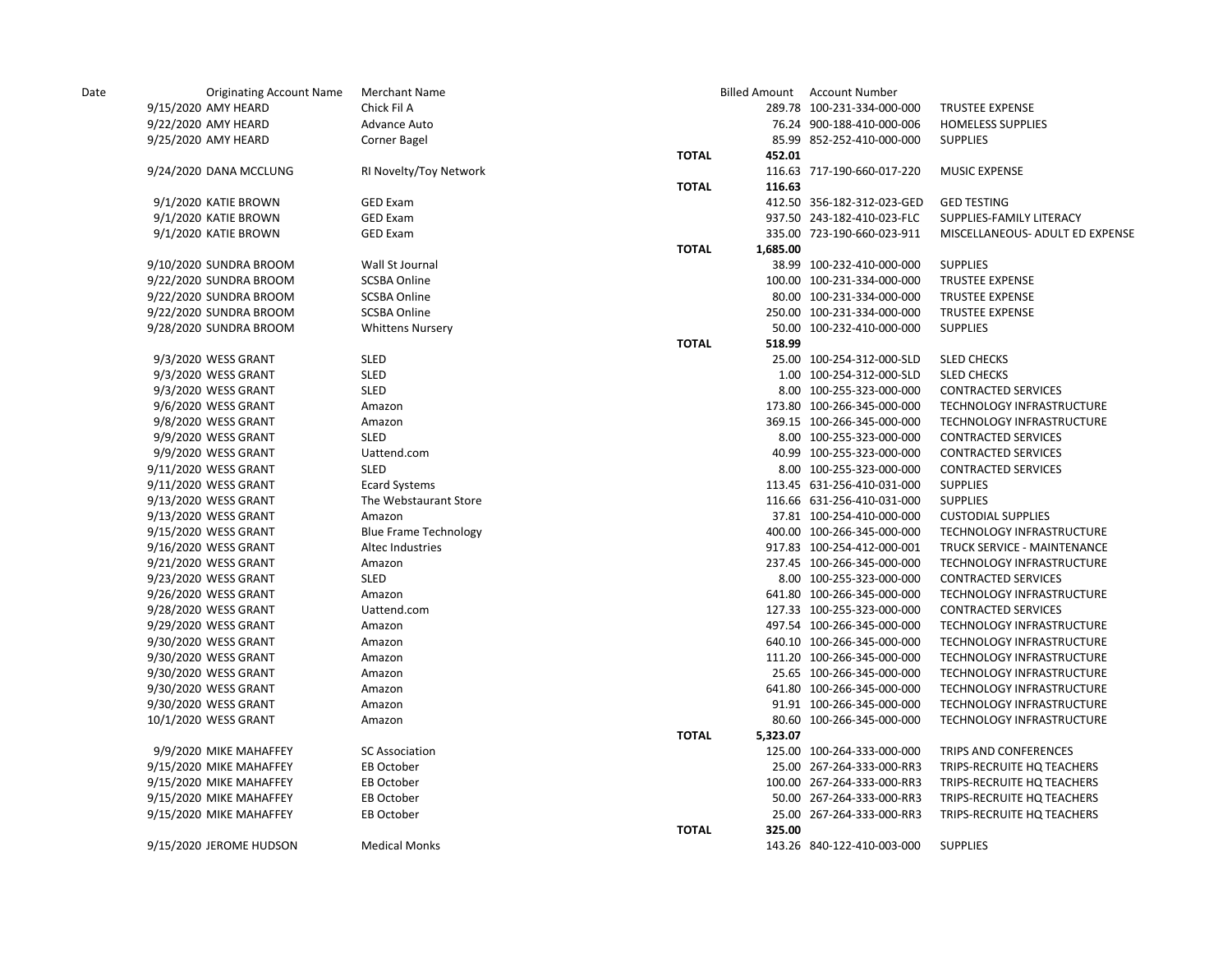| Date | Originating Account Name | Merchant Name | | Billed Amount | Account Number | |
|---|---|---|---|---|---|---|
| 9/15/2020 | AMY HEARD | Chick Fil A | | 289.78 | 100-231-334-000-000 | TRUSTEE EXPENSE |
| 9/22/2020 | AMY HEARD | Advance Auto | | 76.24 | 900-188-410-000-006 | HOMELESS SUPPLIES |
| 9/25/2020 | AMY HEARD | Corner Bagel | | 85.99 | 852-252-410-000-000 | SUPPLIES |
| | | | **TOTAL** | **452.01** | | |
| 9/24/2020 | DANA MCCLUNG | RI Novelty/Toy Network | | 116.63 | 717-190-660-017-220 | MUSIC EXPENSE |
| | | | **TOTAL** | **116.63** | | |
| 9/1/2020 | KATIE BROWN | GED Exam | | 412.50 | 356-182-312-023-GED | GED TESTING |
| 9/1/2020 | KATIE BROWN | GED Exam | | 937.50 | 243-182-410-023-FLC | SUPPLIES-FAMILY LITERACY |
| 9/1/2020 | KATIE BROWN | GED Exam | | 335.00 | 723-190-660-023-911 | MISCELLANEOUS- ADULT ED EXPENSE |
| | | | **TOTAL** | **1,685.00** | | |
| 9/10/2020 | SUNDRA BROOM | Wall St Journal | | 38.99 | 100-232-410-000-000 | SUPPLIES |
| 9/22/2020 | SUNDRA BROOM | SCSBA Online | | 100.00 | 100-231-334-000-000 | TRUSTEE EXPENSE |
| 9/22/2020 | SUNDRA BROOM | SCSBA Online | | 80.00 | 100-231-334-000-000 | TRUSTEE EXPENSE |
| 9/22/2020 | SUNDRA BROOM | SCSBA Online | | 250.00 | 100-231-334-000-000 | TRUSTEE EXPENSE |
| 9/28/2020 | SUNDRA BROOM | Whittens Nursery | | 50.00 | 100-232-410-000-000 | SUPPLIES |
| | | | **TOTAL** | **518.99** | | |
| 9/3/2020 | WESS GRANT | SLED | | 25.00 | 100-254-312-000-SLD | SLED CHECKS |
| 9/3/2020 | WESS GRANT | SLED | | 1.00 | 100-254-312-000-SLD | SLED CHECKS |
| 9/3/2020 | WESS GRANT | SLED | | 8.00 | 100-255-323-000-000 | CONTRACTED SERVICES |
| 9/6/2020 | WESS GRANT | Amazon | | 173.80 | 100-266-345-000-000 | TECHNOLOGY INFRASTRUCTURE |
| 9/8/2020 | WESS GRANT | Amazon | | 369.15 | 100-266-345-000-000 | TECHNOLOGY INFRASTRUCTURE |
| 9/9/2020 | WESS GRANT | SLED | | 8.00 | 100-255-323-000-000 | CONTRACTED SERVICES |
| 9/9/2020 | WESS GRANT | Uattend.com | | 40.99 | 100-255-323-000-000 | CONTRACTED SERVICES |
| 9/11/2020 | WESS GRANT | SLED | | 8.00 | 100-255-323-000-000 | CONTRACTED SERVICES |
| 9/11/2020 | WESS GRANT | Ecard Systems | | 113.45 | 631-256-410-031-000 | SUPPLIES |
| 9/13/2020 | WESS GRANT | The Webstaurant Store | | 116.66 | 631-256-410-031-000 | SUPPLIES |
| 9/13/2020 | WESS GRANT | Amazon | | 37.81 | 100-254-410-000-000 | CUSTODIAL SUPPLIES |
| 9/15/2020 | WESS GRANT | Blue Frame Technology | | 400.00 | 100-266-345-000-000 | TECHNOLOGY INFRASTRUCTURE |
| 9/16/2020 | WESS GRANT | Altec Industries | | 917.83 | 100-254-412-000-001 | TRUCK SERVICE - MAINTENANCE |
| 9/21/2020 | WESS GRANT | Amazon | | 237.45 | 100-266-345-000-000 | TECHNOLOGY INFRASTRUCTURE |
| 9/23/2020 | WESS GRANT | SLED | | 8.00 | 100-255-323-000-000 | CONTRACTED SERVICES |
| 9/26/2020 | WESS GRANT | Amazon | | 641.80 | 100-266-345-000-000 | TECHNOLOGY INFRASTRUCTURE |
| 9/28/2020 | WESS GRANT | Uattend.com | | 127.33 | 100-255-323-000-000 | CONTRACTED SERVICES |
| 9/29/2020 | WESS GRANT | Amazon | | 497.54 | 100-266-345-000-000 | TECHNOLOGY INFRASTRUCTURE |
| 9/30/2020 | WESS GRANT | Amazon | | 640.10 | 100-266-345-000-000 | TECHNOLOGY INFRASTRUCTURE |
| 9/30/2020 | WESS GRANT | Amazon | | 111.20 | 100-266-345-000-000 | TECHNOLOGY INFRASTRUCTURE |
| 9/30/2020 | WESS GRANT | Amazon | | 25.65 | 100-266-345-000-000 | TECHNOLOGY INFRASTRUCTURE |
| 9/30/2020 | WESS GRANT | Amazon | | 641.80 | 100-266-345-000-000 | TECHNOLOGY INFRASTRUCTURE |
| 9/30/2020 | WESS GRANT | Amazon | | 91.91 | 100-266-345-000-000 | TECHNOLOGY INFRASTRUCTURE |
| 10/1/2020 | WESS GRANT | Amazon | | 80.60 | 100-266-345-000-000 | TECHNOLOGY INFRASTRUCTURE |
| | | | **TOTAL** | **5,323.07** | | |
| 9/9/2020 | MIKE MAHAFFEY | SC Association | | 125.00 | 100-264-333-000-000 | TRIPS AND CONFERENCES |
| 9/15/2020 | MIKE MAHAFFEY | EB October | | 25.00 | 267-264-333-000-RR3 | TRIPS-RECRUITE HQ TEACHERS |
| 9/15/2020 | MIKE MAHAFFEY | EB October | | 100.00 | 267-264-333-000-RR3 | TRIPS-RECRUITE HQ TEACHERS |
| 9/15/2020 | MIKE MAHAFFEY | EB October | | 50.00 | 267-264-333-000-RR3 | TRIPS-RECRUITE HQ TEACHERS |
| 9/15/2020 | MIKE MAHAFFEY | EB October | | 25.00 | 267-264-333-000-RR3 | TRIPS-RECRUITE HQ TEACHERS |
| | | | **TOTAL** | **325.00** | | |
| 9/15/2020 | JEROME HUDSON | Medical Monks | | 143.26 | 840-122-410-003-000 | SUPPLIES |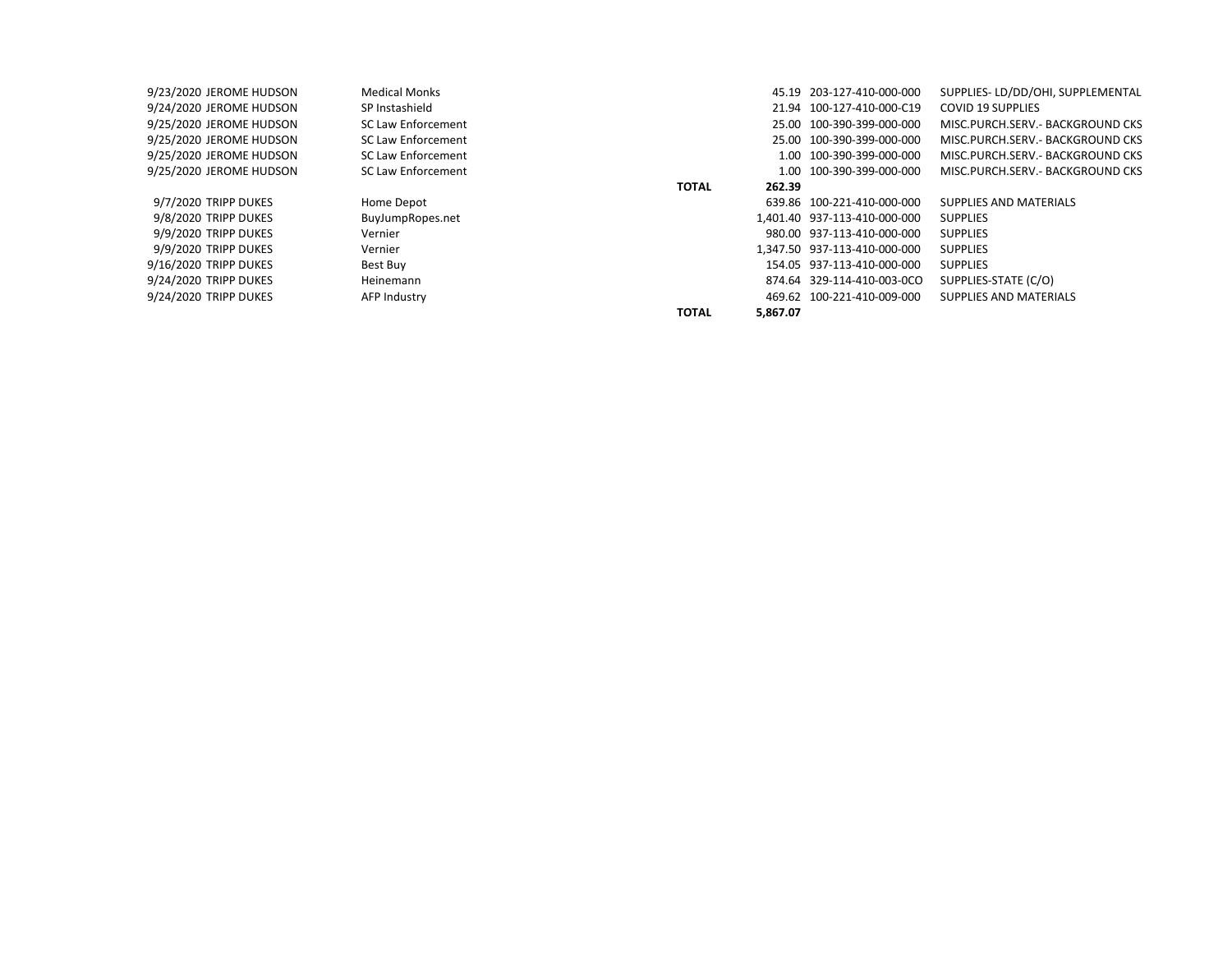| | | | | | | |
|---|---|---|---|---|---|---|
| 9/23/2020 | JEROME HUDSON | Medical Monks | | 45.19 | 203-127-410-000-000 | SUPPLIES- LD/DD/OHI, SUPPLEMENTAL |
| 9/24/2020 | JEROME HUDSON | SP Instashield | | 21.94 | 100-127-410-000-C19 | COVID 19 SUPPLIES |
| 9/25/2020 | JEROME HUDSON | SC Law Enforcement | | 25.00 | 100-390-399-000-000 | MISC.PURCH.SERV.- BACKGROUND CKS |
| 9/25/2020 | JEROME HUDSON | SC Law Enforcement | | 25.00 | 100-390-399-000-000 | MISC.PURCH.SERV.- BACKGROUND CKS |
| 9/25/2020 | JEROME HUDSON | SC Law Enforcement | | 1.00 | 100-390-399-000-000 | MISC.PURCH.SERV.- BACKGROUND CKS |
| 9/25/2020 | JEROME HUDSON | SC Law Enforcement | | 1.00 | 100-390-399-000-000 | MISC.PURCH.SERV.- BACKGROUND CKS |
| | | | **TOTAL** | **262.39** | | |
| 9/7/2020 | TRIPP DUKES | Home Depot | | 639.86 | 100-221-410-000-000 | SUPPLIES AND MATERIALS |
| 9/8/2020 | TRIPP DUKES | BuyJumpRopes.net | | 1,401.40 | 937-113-410-000-000 | SUPPLIES |
| 9/9/2020 | TRIPP DUKES | Vernier | | 980.00 | 937-113-410-000-000 | SUPPLIES |
| 9/9/2020 | TRIPP DUKES | Vernier | | 1,347.50 | 937-113-410-000-000 | SUPPLIES |
| 9/16/2020 | TRIPP DUKES | Best Buy | | 154.05 | 937-113-410-000-000 | SUPPLIES |
| 9/24/2020 | TRIPP DUKES | Heinemann | | 874.64 | 329-114-410-003-0CO | SUPPLIES-STATE (C/O) |
| 9/24/2020 | TRIPP DUKES | AFP Industry | | 469.62 | 100-221-410-009-000 | SUPPLIES AND MATERIALS |
| | | | **TOTAL** | **5,867.07** | | |